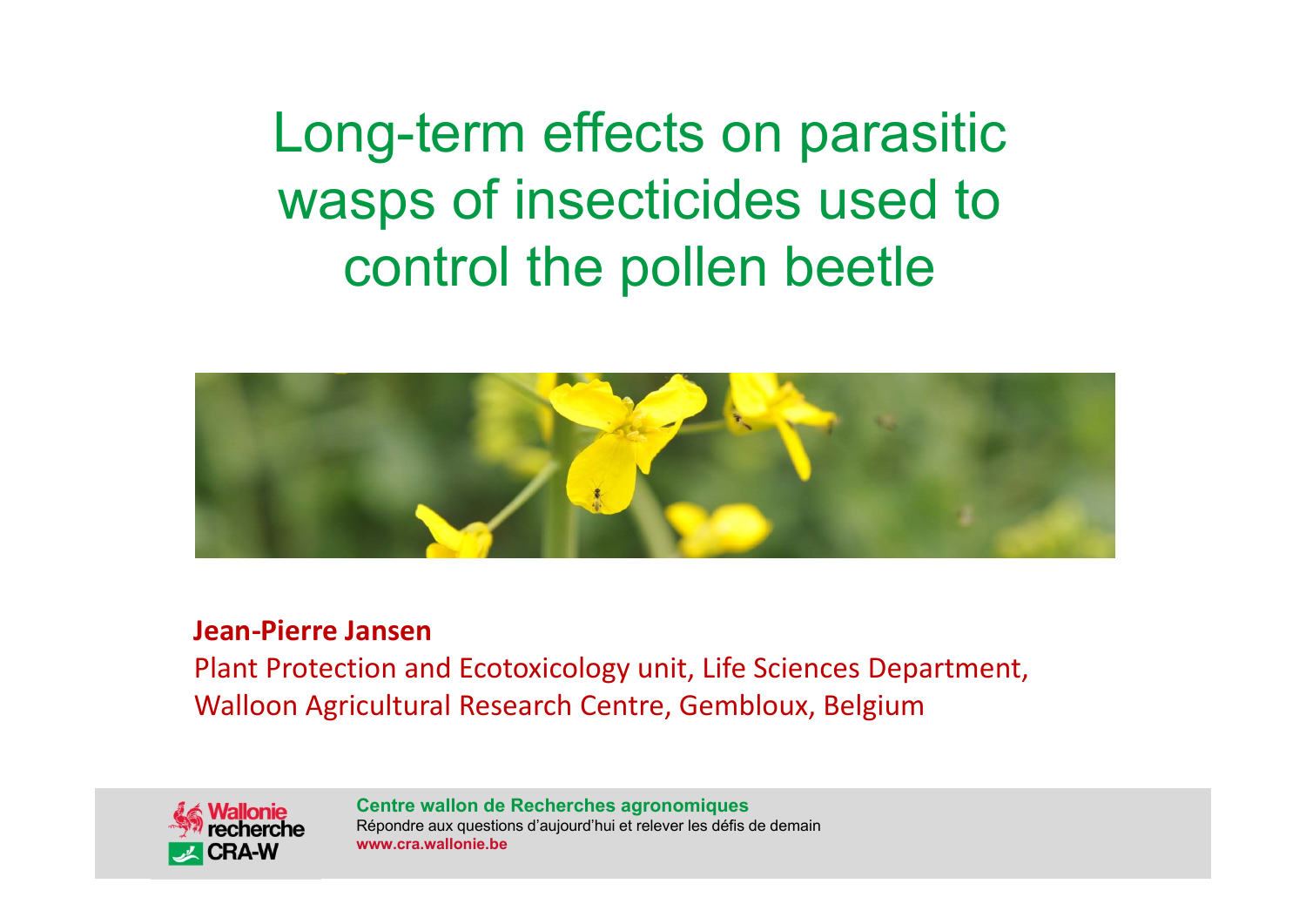# Long-term effects on parasitic wasps of insecticides used to control the pollen beetle

**Jean-Pierre Jansen**

Plant Protection and Ecotoxicology unit, Life Sciences Department, Walloon Agricultural Research Centre, Gembloux, Belgium

**Centre wallon de Recherches agronomiques**
Répondre aux questions d'aujourd'hui et relever les défis de demain
**www.cra.wallonie.be**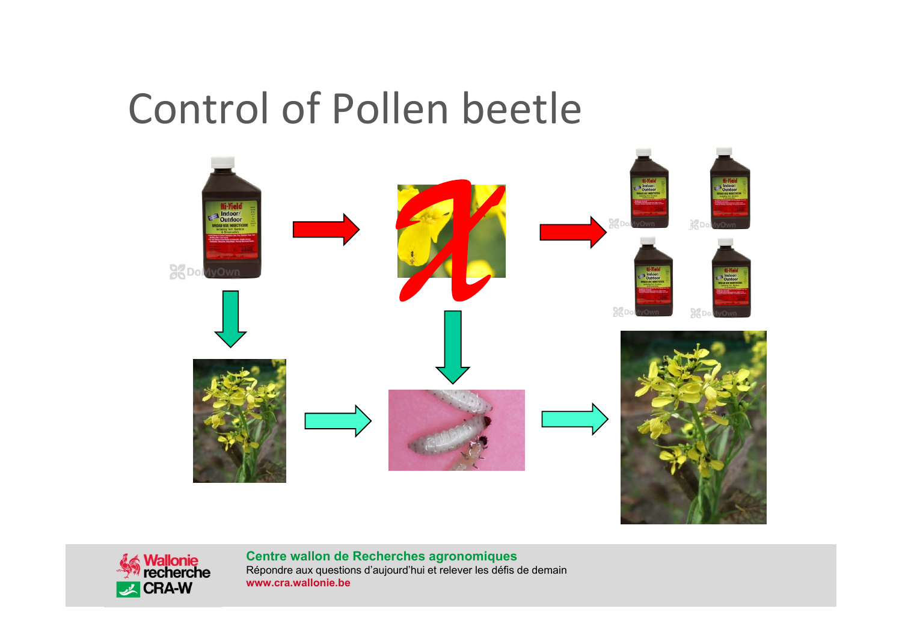# Control of Pollen beetle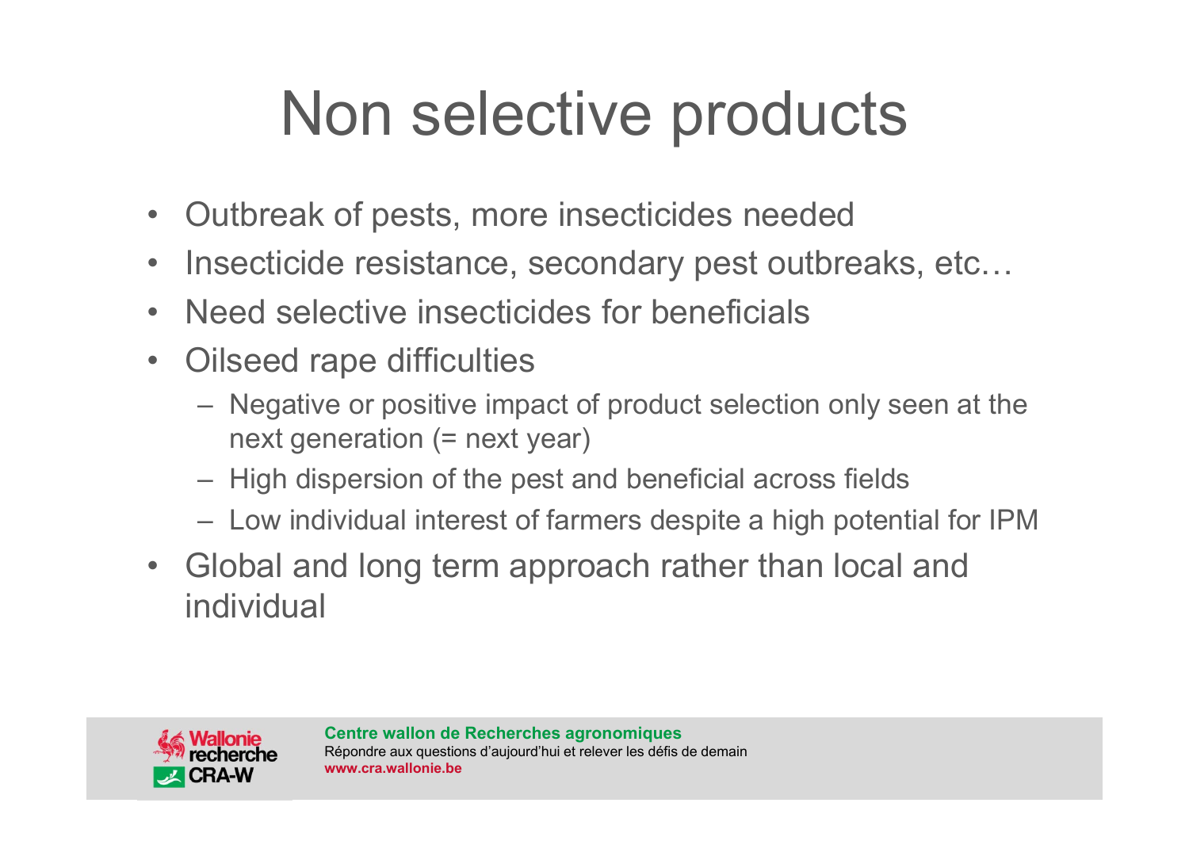# Non selective products

- Outbreak of pests, more insecticides needed
- Insecticide resistance, secondary pest outbreaks, etc…
- Need selective insecticides for beneficials
- Oilseed rape difficulties
  - Negative or positive impact of product selection only seen at the next generation (= next year)
  - High dispersion of the pest and beneficial across fields
  - Low individual interest of farmers despite a high potential for IPM
- Global and long term approach rather than local and individual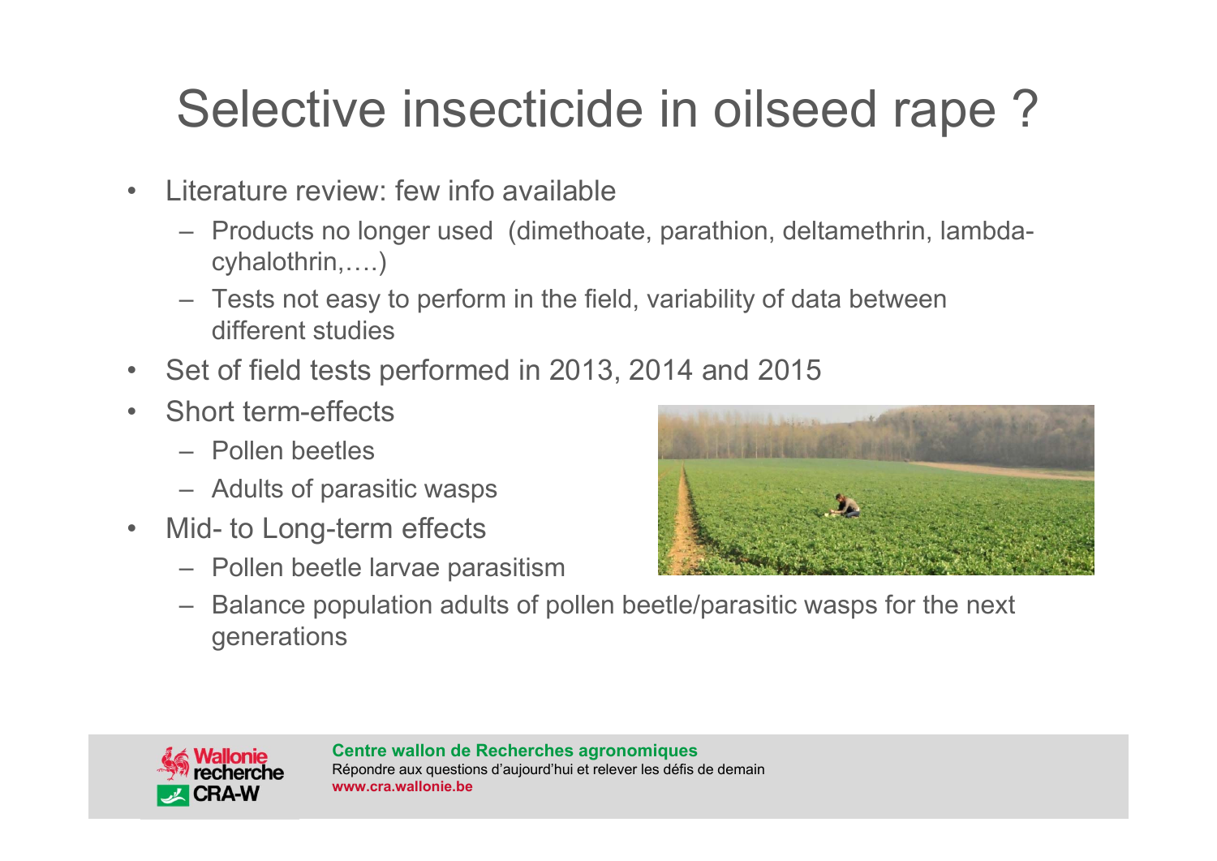# Selective insecticide in oilseed rape ?

- Literature review: few info available
  - Products no longer used (dimethoate, parathion, deltamethrin, lambda-cyhalothrin,….)
  - Tests not easy to perform in the field, variability of data between different studies
- Set of field tests performed in 2013, 2014 and 2015
- Short term-effects
  - Pollen beetles
  - Adults of parasitic wasps
- Mid- to Long-term effects
  - Pollen beetle larvae parasitism
  - Balance population adults of pollen beetle/parasitic wasps for the next generations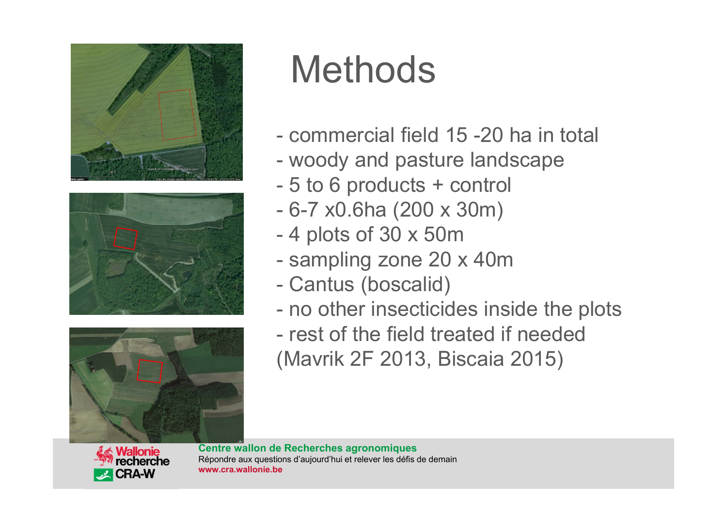# Methods

- commercial field 15 -20 ha in total
- woody and pasture landscape
- 5 to 6 products + control
- 6-7 x0.6ha (200 x 30m)
- 4 plots of 30 x 50m
- sampling zone 20 x 40m
- Cantus (boscalid)
- no other insecticides inside the plots
- rest of the field treated if needed (Mavrik 2F 2013, Biscaia 2015)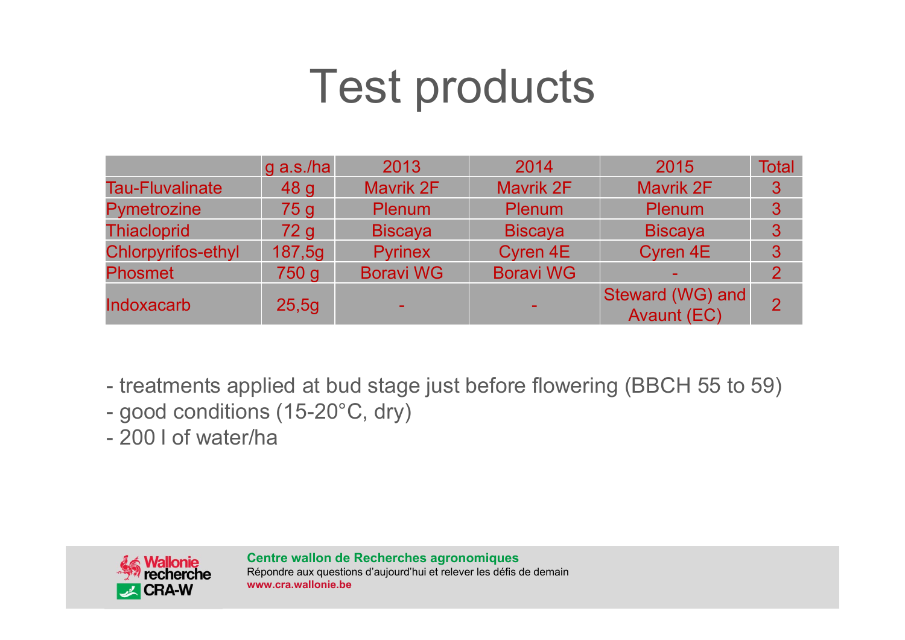# Test products

| | g a.s./ha | 2013 | 2014 | 2015 | Total |
|---|---|---|---|---|---|
| Tau-Fluvalinate | 48 g | Mavrik 2F | Mavrik 2F | Mavrik 2F | 3 |
| Pymetrozine | 75 g | Plenum | Plenum | Plenum | 3 |
| Thiacloprid | 72 g | Biscaya | Biscaya | Biscaya | 3 |
| Chlorpyrifos-ethyl | 187,5g | Pyrinex | Cyren 4E | Cyren 4E | 3 |
| Phosmet | 750 g | Boravi WG | Boravi WG | - | 2 |
| Indoxacarb | 25,5g | - | - | Steward (WG) and Avaunt (EC) | 2 |

- treatments applied at bud stage just before flowering (BBCH 55 to 59)
- good conditions (15-20°C, dry)
- 200 l of water/ha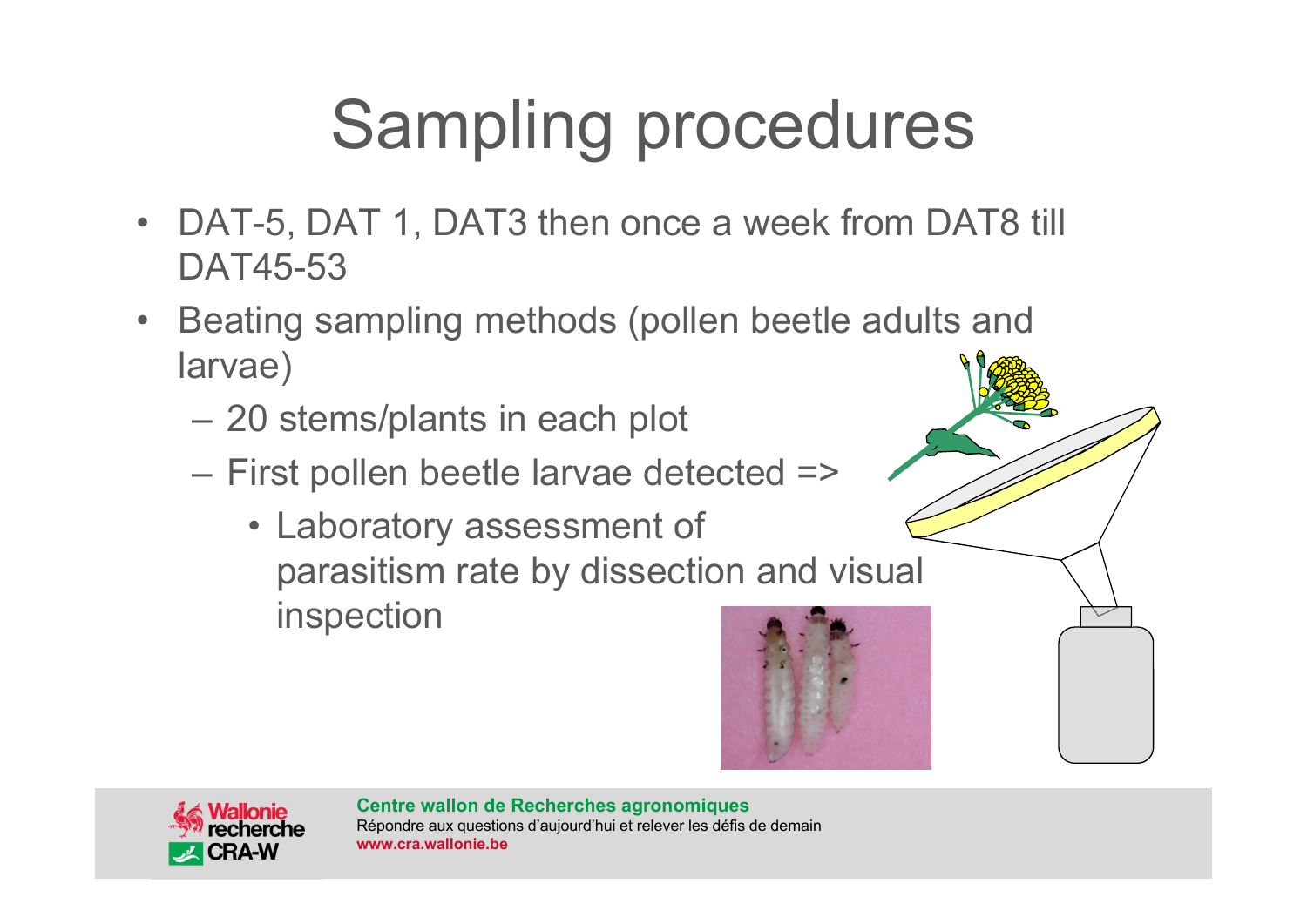# Sampling procedures

- DAT-5, DAT 1, DAT3 then once a week from DAT8 till DAT45-53
- Beating sampling methods (pollen beetle adults and larvae)
  - 20 stems/plants in each plot
  - First pollen beetle larvae detected =>
    - Laboratory assessment of parasitism rate by dissection and visual inspection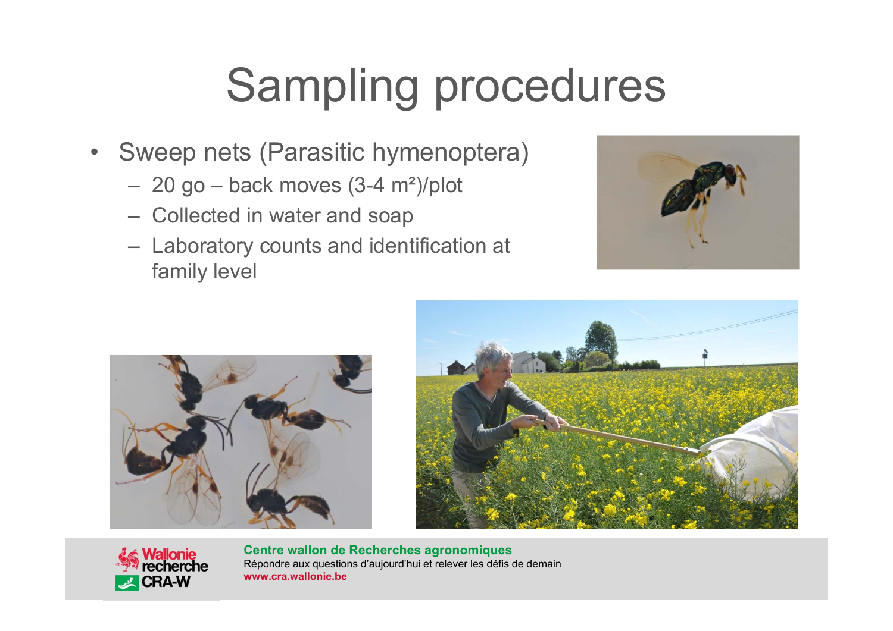# Sampling procedures

- Sweep nets (Parasitic hymenoptera)
  - 20 go – back moves (3-4 m²)/plot
  - Collected in water and soap
  - Laboratory counts and identification at family level

**Centre wallon de Recherches agronomiques**
Répondre aux questions d'aujourd'hui et relever les défis de demain
**www.cra.wallonie.be**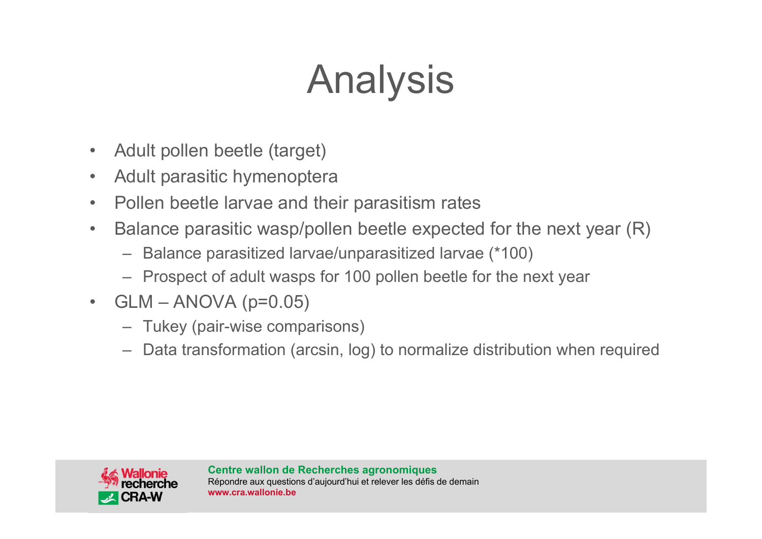# Analysis

- Adult pollen beetle (target)
- Adult parasitic hymenoptera
- Pollen beetle larvae and their parasitism rates
- Balance parasitic wasp/pollen beetle expected for the next year (R)
  - Balance parasitized larvae/unparasitized larvae (*100)
  - Prospect of adult wasps for 100 pollen beetle for the next year
- GLM – ANOVA (p=0.05)
  - Tukey (pair-wise comparisons)
  - Data transformation (arcsin, log) to normalize distribution when required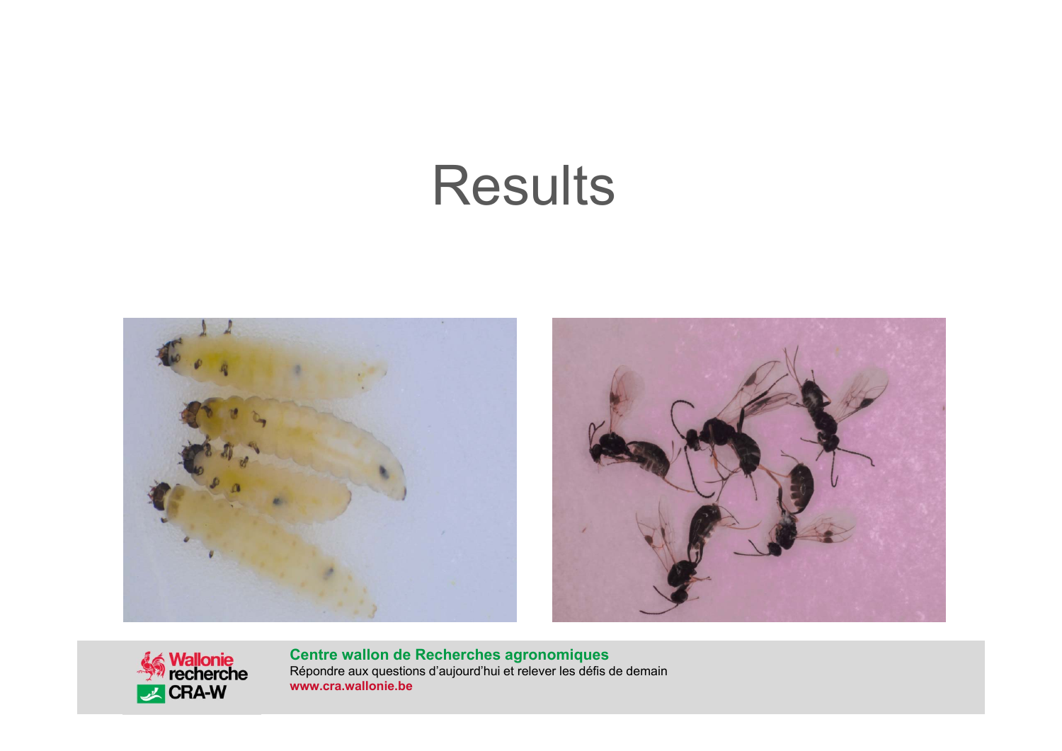# Results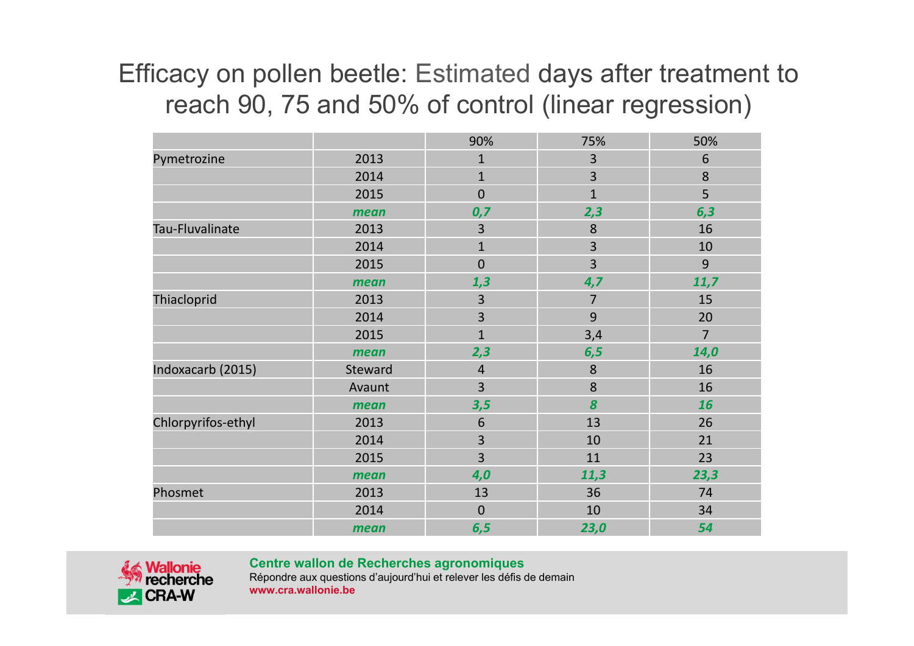# Efficacy on pollen beetle: Estimated days after treatment to reach 90, 75 and 50% of control (linear regression)

| | | 90% | 75% | 50% |
|---|---|---|---|---|
| Pymetrozine | 2013 | 1 | 3 | 6 |
| | 2014 | 1 | 3 | 8 |
| | 2015 | 0 | 1 | 5 |
| | ***mean*** | ***0,7*** | ***2,3*** | ***6,3*** |
| Tau-Fluvalinate | 2013 | 3 | 8 | 16 |
| | 2014 | 1 | 3 | 10 |
| | 2015 | 0 | 3 | 9 |
| | ***mean*** | ***1,3*** | ***4,7*** | ***11,7*** |
| Thiacloprid | 2013 | 3 | 7 | 15 |
| | 2014 | 3 | 9 | 20 |
| | 2015 | 1 | 3,4 | 7 |
| | ***mean*** | ***2,3*** | ***6,5*** | ***14,0*** |
| Indoxacarb (2015) | Steward | 4 | 8 | 16 |
| | Avaunt | 3 | 8 | 16 |
| | ***mean*** | ***3,5*** | ***8*** | ***16*** |
| Chlorpyrifos-ethyl | 2013 | 6 | 13 | 26 |
| | 2014 | 3 | 10 | 21 |
| | 2015 | 3 | 11 | 23 |
| | ***mean*** | ***4,0*** | ***11,3*** | ***23,3*** |
| Phosmet | 2013 | 13 | 36 | 74 |
| | 2014 | 0 | 10 | 34 |
| | ***mean*** | ***6,5*** | ***23,0*** | ***54*** |

**Centre wallon de Recherches agronomiques**
Répondre aux questions d'aujourd'hui et relever les défis de demain
**www.cra.wallonie.be**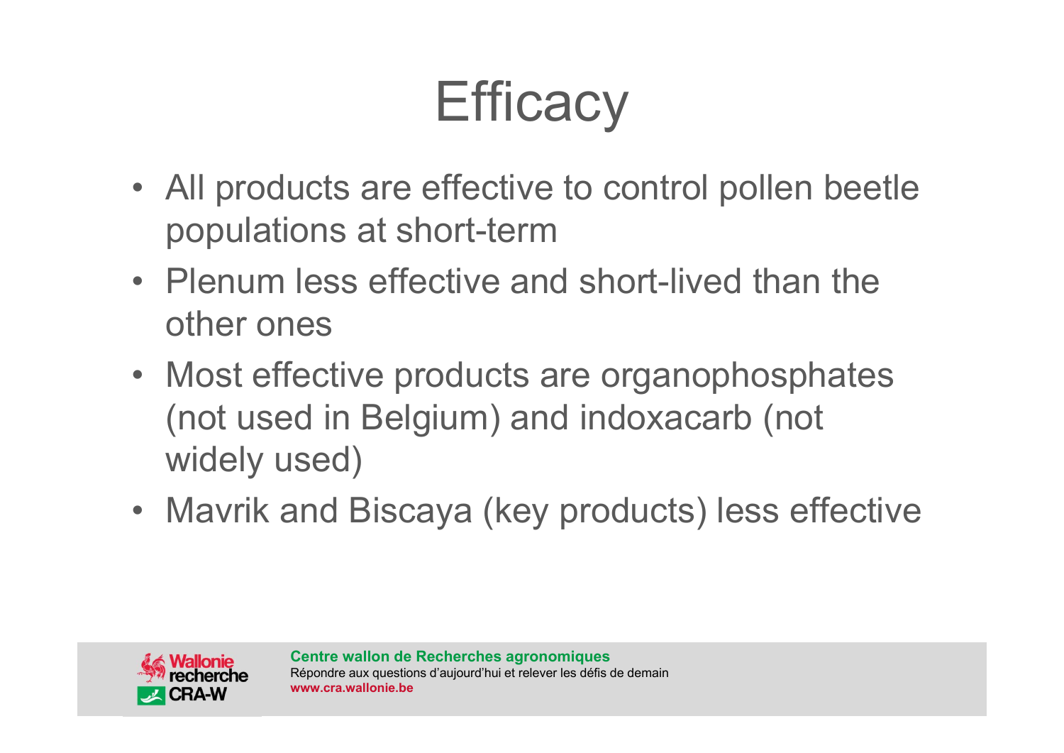# Efficacy

- All products are effective to control pollen beetle populations at short-term
- Plenum less effective and short-lived than the other ones
- Most effective products are organophosphates (not used in Belgium) and indoxacarb (not widely used)
- Mavrik and Biscaya (key products) less effective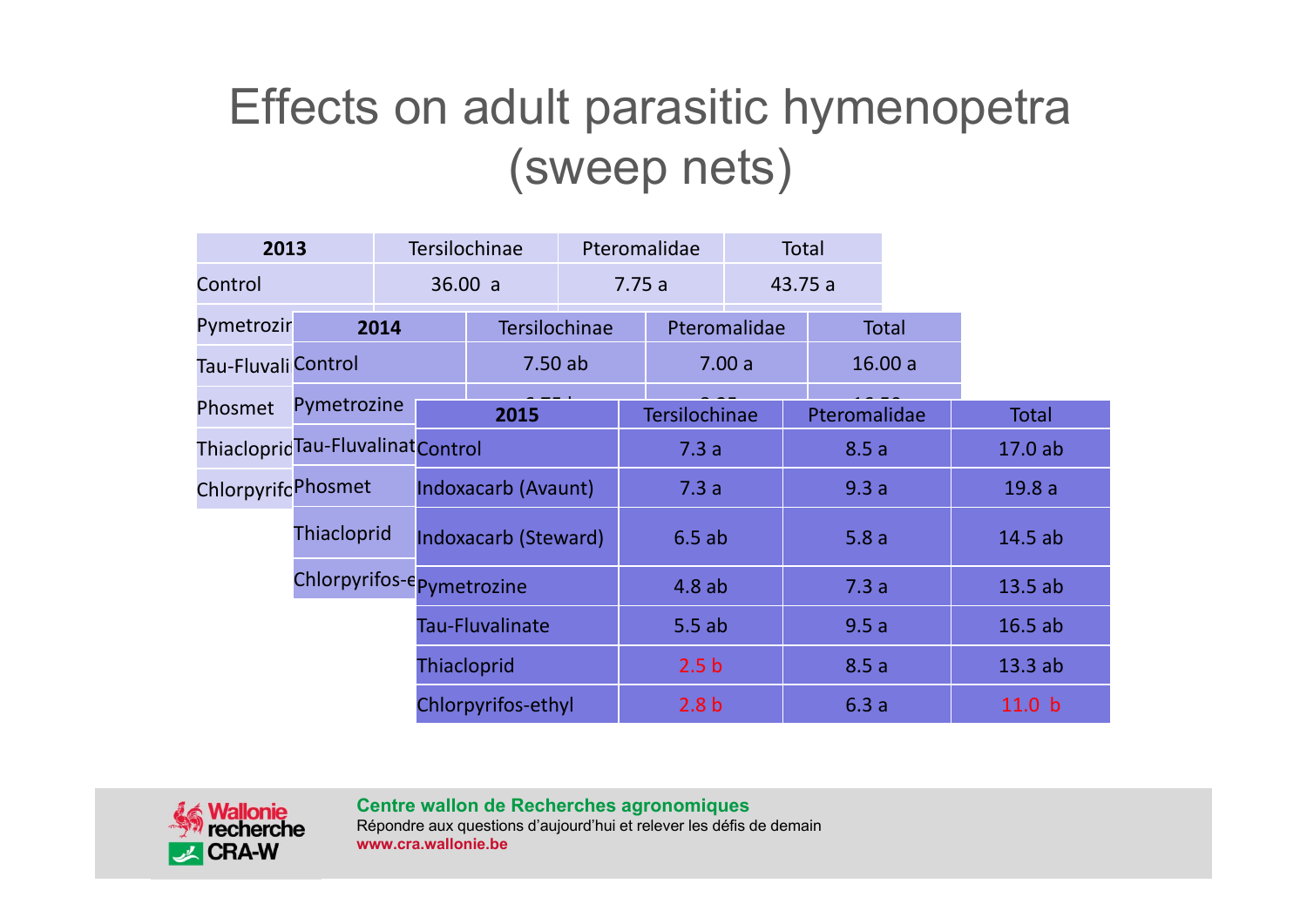# Effects on adult parasitic hymenopetra (sweep nets)

| 2013 | Tersilochinae | Pteromalidae | Total |
|---|---|---|---|
| Control | 36.00 a | 7.75 a | 43.75 a |
| Pymetrozir | | | |
| Tau-Fluvali | | | |
| Phosmet | | | |
| Thiaclopric | | | |
| Chlorpyrifc | | | |

| 2014 | Tersilochinae | Pteromalidae | Total |
|---|---|---|---|
| Control | 7.50 ab | 7.00 a | 16.00 a |
| Pymetrozine | | | |
| Tau-Fluvalinat | | | |
| Phosmet | | | |
| Thiacloprid | | | |
| Chlorpyrifos-e | | | |

| 2015 | Tersilochinae | Pteromalidae | Total |
|---|---|---|---|
| Control | 7.3 a | 8.5 a | 17.0 ab |
| Indoxacarb (Avaunt) | 7.3 a | 9.3 a | 19.8 a |
| Indoxacarb (Steward) | 6.5 ab | 5.8 a | 14.5 ab |
| Pymetrozine | 4.8 ab | 7.3 a | 13.5 ab |
| Tau-Fluvalinate | 5.5 ab | 9.5 a | 16.5 ab |
| Thiacloprid | 2.5 b | 8.5 a | 13.3 ab |
| Chlorpyrifos-ethyl | 2.8 b | 6.3 a | 11.0 b |

**Centre wallon de Recherches agronomiques**
Répondre aux questions d'aujourd'hui et relever les défis de demain
www.cra.wallonie.be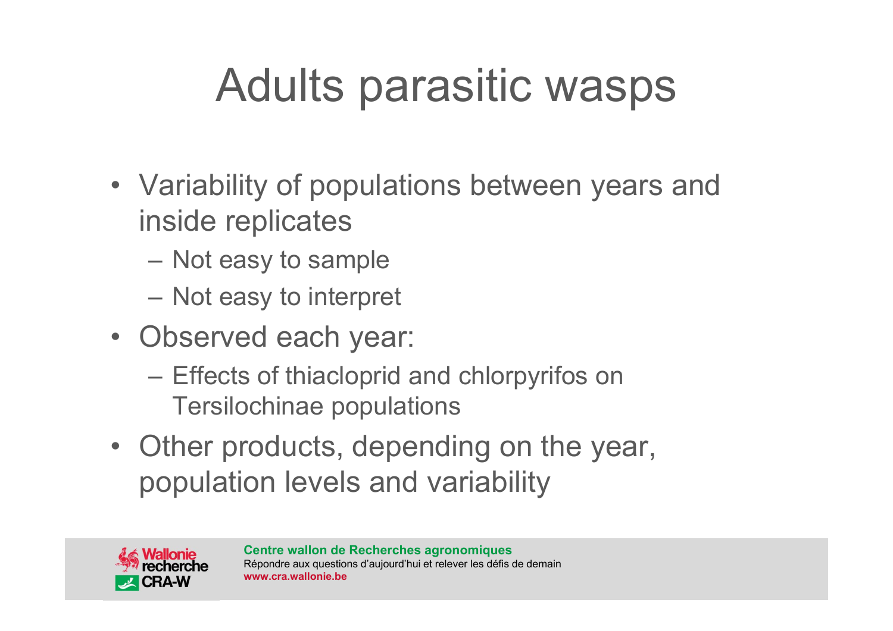# Adults parasitic wasps

- Variability of populations between years and inside replicates
  - Not easy to sample
  - Not easy to interpret
- Observed each year:
  - Effects of thiacloprid and chlorpyrifos on Tersilochinae populations
- Other products, depending on the year, population levels and variability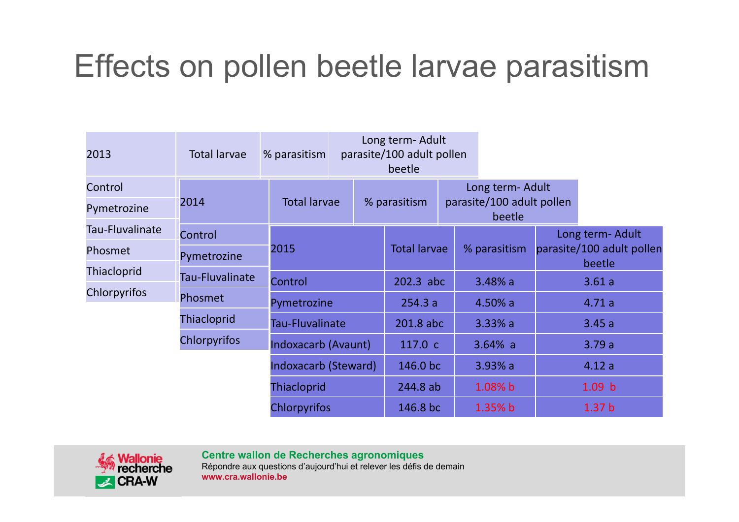# Effects on pollen beetle larvae parasitism

| 2013 | Total larvae | % parasitism | Long term- Adult parasite/100 adult pollen beetle |
|---|---|---|---|
| Control | | | |
| Pymetrozine | | | |
| Tau-Fluvalinate | | | |
| Phosmet | | | |
| Thiacloprid | | | |
| Chlorpyrifos | | | |

| 2014 | Total larvae | % parasitism | Long term- Adult parasite/100 adult pollen beetle |
|---|---|---|---|
| Control | | | |
| Pymetrozine | | | |
| Tau-Fluvalinate | | | |
| Phosmet | | | |
| Thiacloprid | | | |
| Chlorpyrifos | | | |

| 2015 | Total larvae | % parasitism | Long term- Adult parasite/100 adult pollen beetle |
|---|---|---|---|
| Control | 202.3 abc | 3.48% a | 3.61 a |
| Pymetrozine | 254.3 a | 4.50% a | 4.71 a |
| Tau-Fluvalinate | 201.8 abc | 3.33% a | 3.45 a |
| Indoxacarb (Avaunt) | 117.0 c | 3.64% a | 3.79 a |
| Indoxacarb (Steward) | 146.0 bc | 3.93% a | 4.12 a |
| Thiacloprid | 244.8 ab | 1.08% b | 1.09 b |
| Chlorpyrifos | 146.8 bc | 1.35% b | 1.37 b |

**Centre wallon de Recherches agronomiques**
Répondre aux questions d'aujourd'hui et relever les défis de demain
www.cra.wallonie.be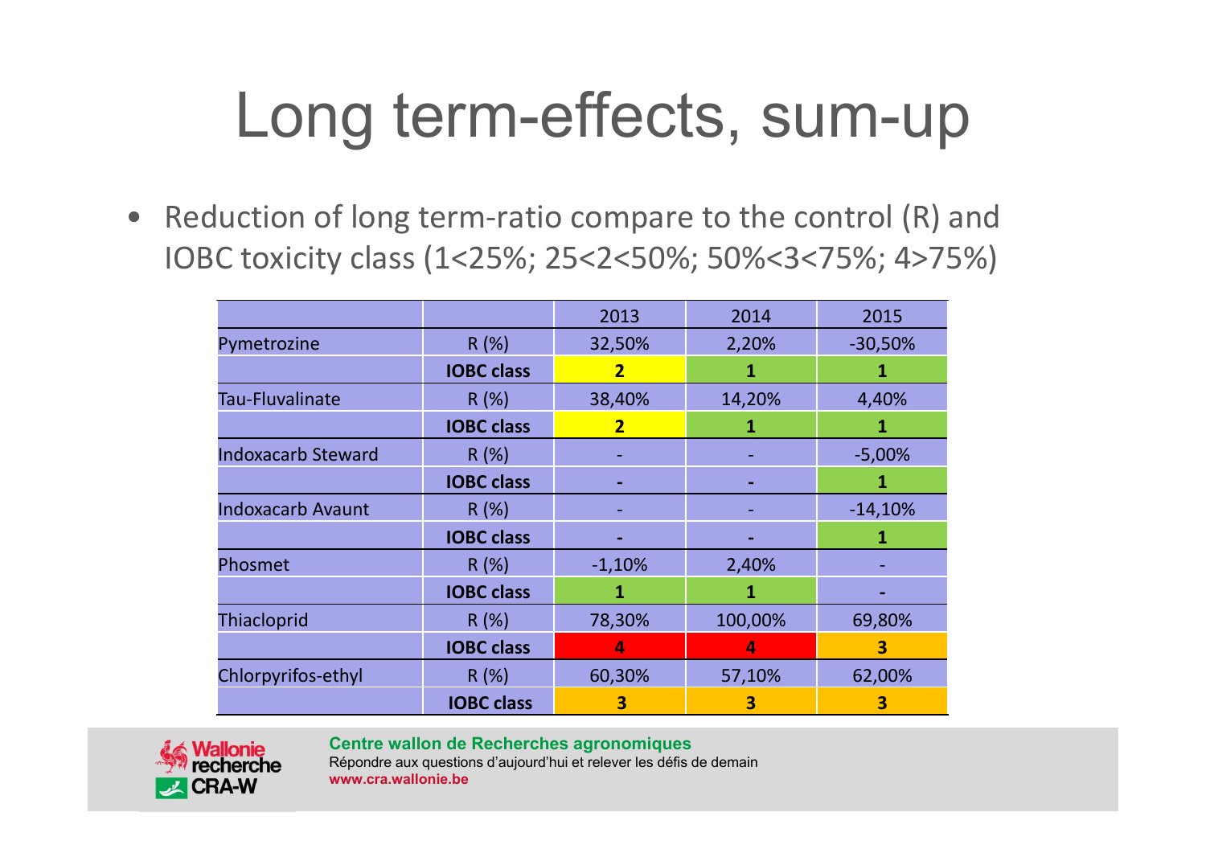# Long term-effects, sum-up

- Reduction of long term-ratio compare to the control (R) and IOBC toxicity class (1<25%; 25<2<50%; 50%<3<75%; 4>75%)

| | | 2013 | 2014 | 2015 |
|---|---|---|---|---|
| Pymetrozine | R (%) | 32,50% | 2,20% | -30,50% |
| | **IOBC class** | **2** | **1** | **1** |
| Tau-Fluvalinate | R (%) | 38,40% | 14,20% | 4,40% |
| | **IOBC class** | **2** | **1** | **1** |
| Indoxacarb Steward | R (%) | - | - | -5,00% |
| | **IOBC class** | **-** | **-** | **1** |
| Indoxacarb Avaunt | R (%) | - | - | -14,10% |
| | **IOBC class** | **-** | **-** | **1** |
| Phosmet | R (%) | -1,10% | 2,40% | - |
| | **IOBC class** | **1** | **1** | **-** |
| Thiacloprid | R (%) | 78,30% | 100,00% | 69,80% |
| | **IOBC class** | **4** | **4** | **3** |
| Chlorpyrifos-ethyl | R (%) | 60,30% | 57,10% | 62,00% |
| | **IOBC class** | **3** | **3** | **3** |

**Centre wallon de Recherches agronomiques**
Répondre aux questions d'aujourd'hui et relever les défis de demain
**www.cra.wallonie.be**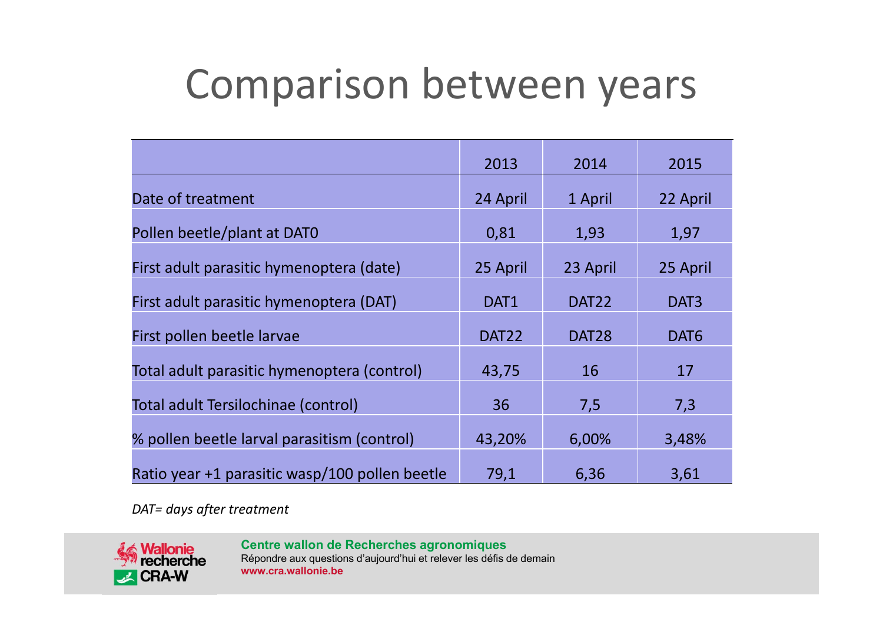# Comparison between years

| | 2013 | 2014 | 2015 |
|---|---|---|---|
| Date of treatment | 24 April | 1 April | 22 April |
| Pollen beetle/plant at DAT0 | 0,81 | 1,93 | 1,97 |
| First adult parasitic hymenoptera (date) | 25 April | 23 April | 25 April |
| First adult parasitic hymenoptera (DAT) | DAT1 | DAT22 | DAT3 |
| First pollen beetle larvae | DAT22 | DAT28 | DAT6 |
| Total adult parasitic hymenoptera (control) | 43,75 | 16 | 17 |
| Total adult Tersilochinae (control) | 36 | 7,5 | 7,3 |
| % pollen beetle larval parasitism (control) | 43,20% | 6,00% | 3,48% |
| Ratio year +1 parasitic wasp/100 pollen beetle | 79,1 | 6,36 | 3,61 |

*DAT= days after treatment*

**Centre wallon de Recherches agronomiques**
Répondre aux questions d'aujourd'hui et relever les défis de demain
**www.cra.wallonie.be**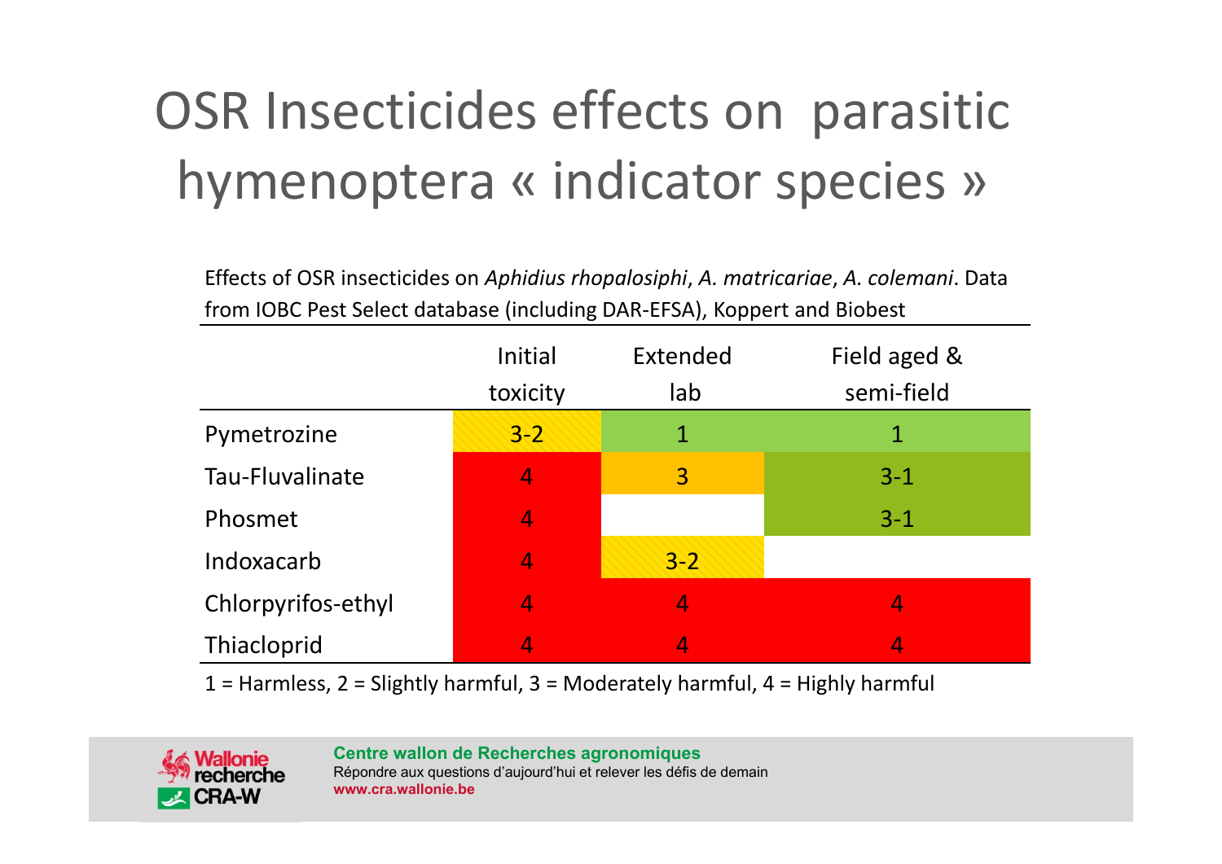# OSR Insecticides effects on parasitic hymenoptera « indicator species »

Effects of OSR insecticides on *Aphidius rhopalosiphi*, *A. matricariae*, *A. colemani*. Data from IOBC Pest Select database (including DAR-EFSA), Koppert and Biobest

| | Initial toxicity | Extended lab | Field aged & semi-field |
|---|---|---|---|
| Pymetrozine | 3-2 | 1 | 1 |
| Tau-Fluvalinate | 4 | 3 | 3-1 |
| Phosmet | 4 | | 3-1 |
| Indoxacarb | 4 | 3-2 | |
| Chlorpyrifos-ethyl | 4 | 4 | 4 |
| Thiacloprid | 4 | 4 | 4 |

1 = Harmless, 2 = Slightly harmful, 3 = Moderately harmful, 4 = Highly harmful

**Centre wallon de Recherches agronomiques**
Répondre aux questions d'aujourd'hui et relever les défis de demain
www.cra.wallonie.be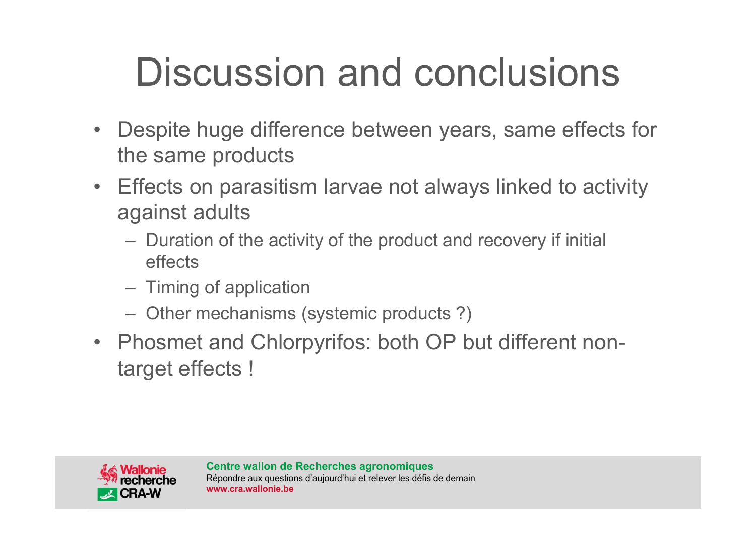# Discussion and conclusions

- Despite huge difference between years, same effects for the same products
- Effects on parasitism larvae not always linked to activity against adults
  - Duration of the activity of the product and recovery if initial effects
  - Timing of application
  - Other mechanisms (systemic products ?)
- Phosmet and Chlorpyrifos: both OP but different non-target effects !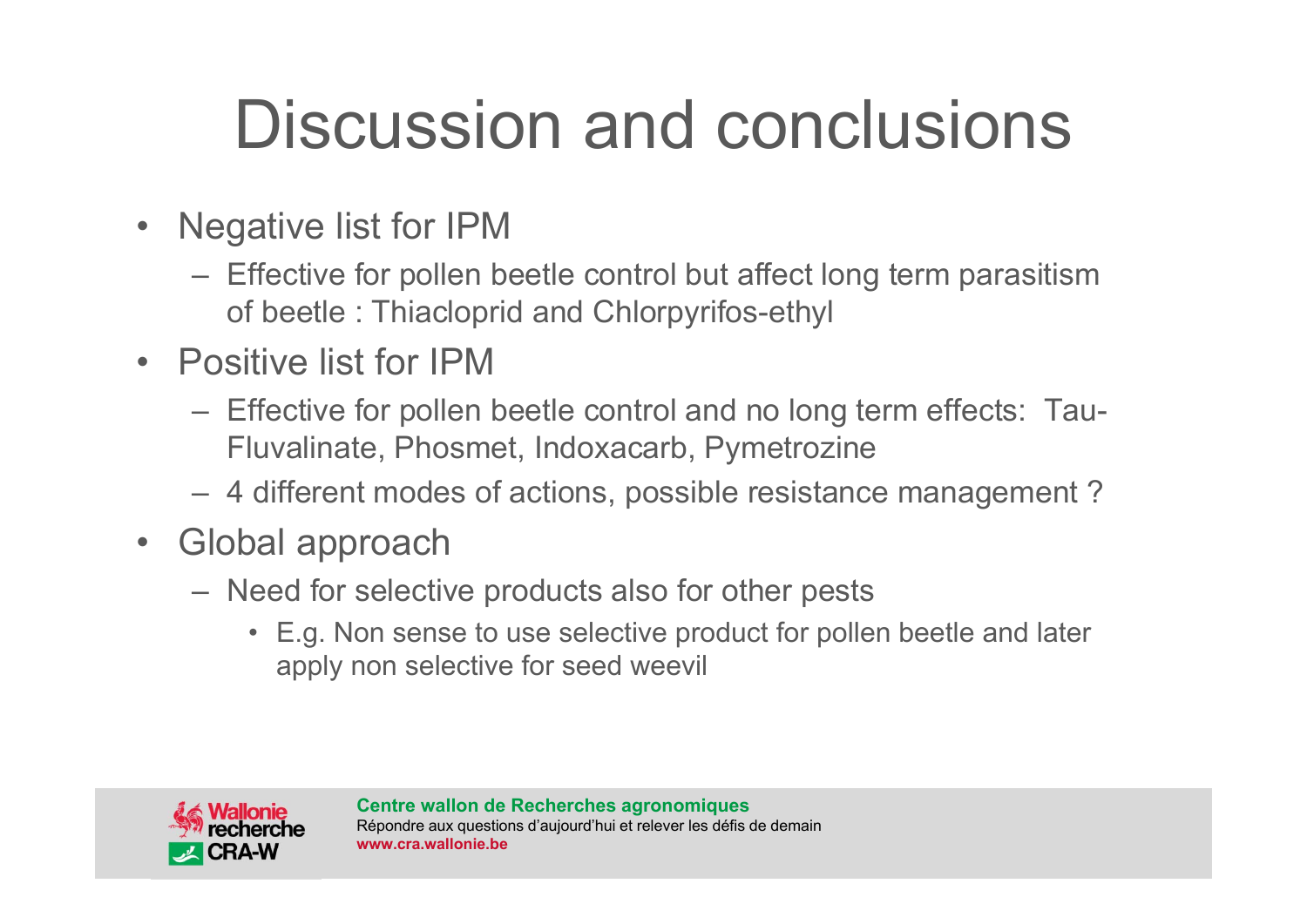# Discussion and conclusions

- Negative list for IPM
  - Effective for pollen beetle control but affect long term parasitism of beetle : Thiacloprid and Chlorpyrifos-ethyl
- Positive list for IPM
  - Effective for pollen beetle control and no long term effects: Tau-Fluvalinate, Phosmet, Indoxacarb, Pymetrozine
  - 4 different modes of actions, possible resistance management ?
- Global approach
  - Need for selective products also for other pests
    - E.g. Non sense to use selective product for pollen beetle and later apply non selective for seed weevil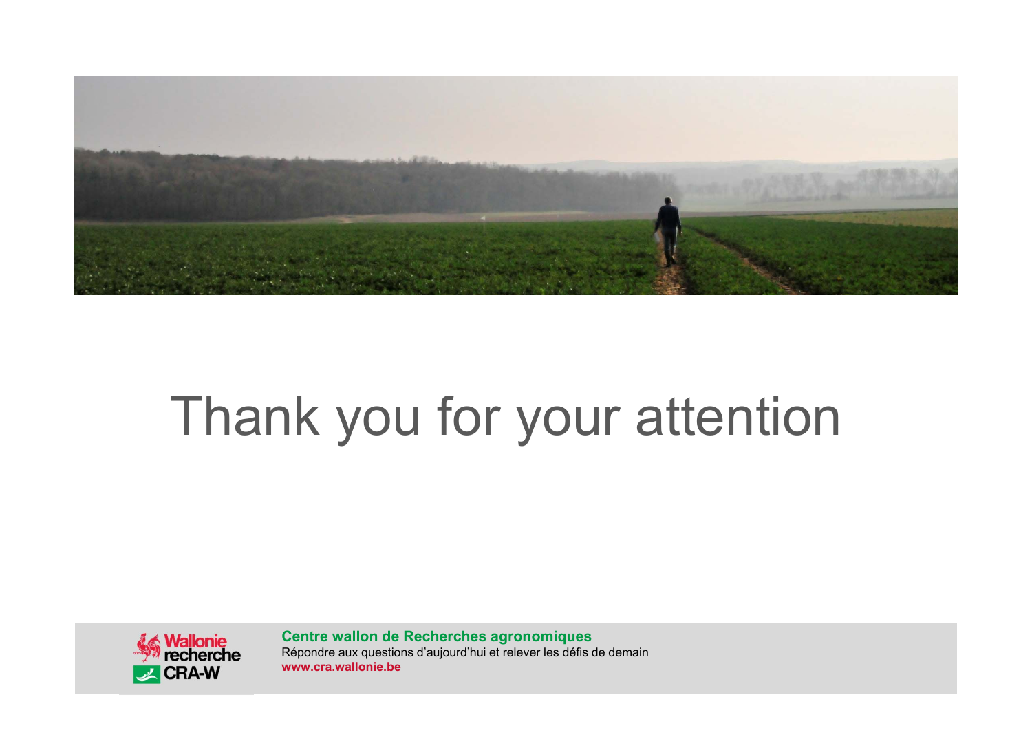# Thank you for your attention

Wallonie recherche CRA-W

**Centre wallon de Recherches agronomiques**
Répondre aux questions d'aujourd'hui et relever les défis de demain
**www.cra.wallonie.be**